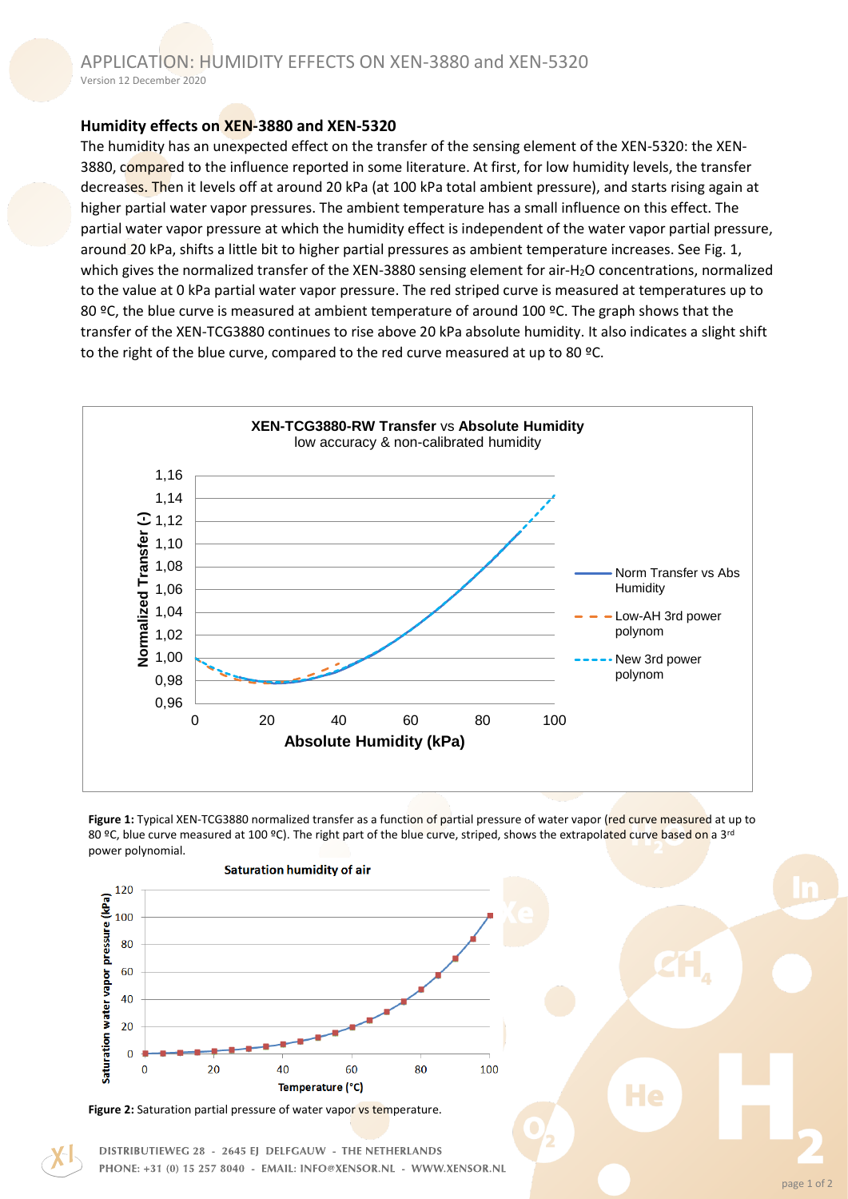# APPLICATION: HUMIDITY EFFECTS ON XEN-3880 and XEN-5320

Version 12 December 2020

## Humidity effects on XEN-3880 and XEN-5320

The humidity has an unexpected effect on the transfer of the sensing element of the XEN-5320: the XEN-3880, compared to the influence reported in some literature. At first, for low humidity levels, the transfer decreases. Then it levels off at around 20 kPa (at 100 kPa total ambient pressure), and starts rising again at higher partial water vapor pressures. The ambient temperature has a small influence on this effect. The partial water vapor pressure at which the humidity effect is independent of the water vapor partial pressure, around 20 kPa, shifts a little bit to higher partial pressures as ambient temperature increases. See Fig. 1, which gives the normalized transfer of the XEN-3880 sensing element for air-$H_2O$ concentrations, normalized to the value at 0 kPa partial water vapor pressure. The red striped curve is measured at temperatures up to 80 ºC, the blue curve is measured at ambient temperature of around 100 ºC. The graph shows that the transfer of the XEN-TCG3880 continues to rise above 20 kPa absolute humidity. It also indicates a slight shift to the right of the blue curve, compared to the red curve measured at up to 80 ºC.

**Figure 1:** Typical XEN-TCG3880 normalized transfer as a function of partial pressure of water vapor (red curve measured at up to 80 ºC, blue curve measured at 100 ºC). The right part of the blue curve, striped, shows the extrapolated curve based on a 3rd power polynomial.

**Figure 2:** Saturation partial pressure of water vapor vs temperature.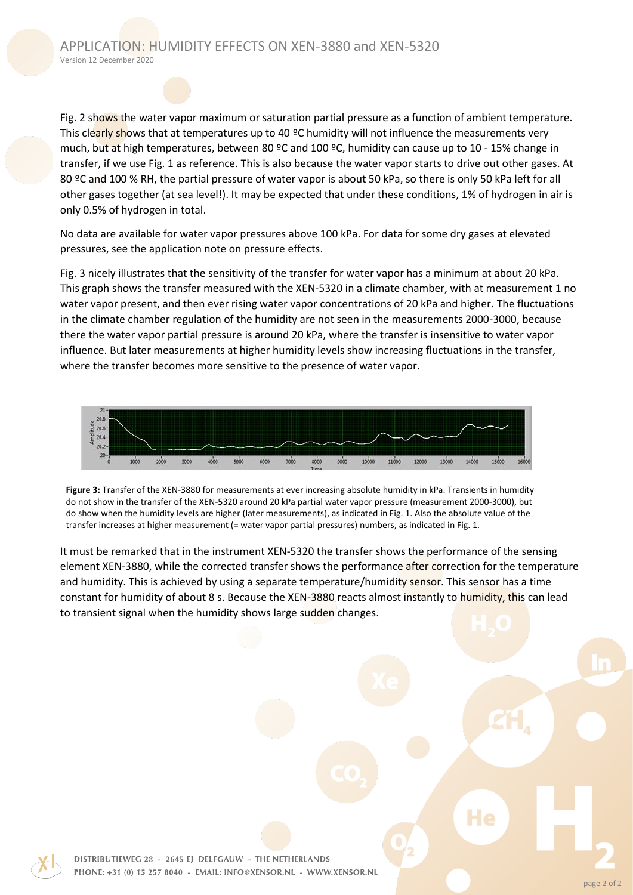Fig. 2 shows the water vapor maximum or saturation partial pressure as a function of ambient temperature. This clearly shows that at temperatures up to 40 ºC humidity will not influence the measurements very much, but at high temperatures, between 80 ºC and 100 ºC, humidity can cause up to 10 - 15% change in transfer, if we use Fig. 1 as reference. This is also because the water vapor starts to drive out other gases. At 80 ºC and 100 % RH, the partial pressure of water vapor is about 50 kPa, so there is only 50 kPa left for all other gases together (at sea level!). It may be expected that under these conditions, 1% of hydrogen in air is only 0.5% of hydrogen in total.

No data are available for water vapor pressures above 100 kPa. For data for some dry gases at elevated pressures, see the application note on pressure effects.

Fig. 3 nicely illustrates that the sensitivity of the transfer for water vapor has a minimum at about 20 kPa. This graph shows the transfer measured with the XEN-5320 in a climate chamber, with at measurement 1 no water vapor present, and then ever rising water vapor concentrations of 20 kPa and higher. The fluctuations in the climate chamber regulation of the humidity are not seen in the measurements 2000-3000, because there the water vapor partial pressure is around 20 kPa, where the transfer is insensitive to water vapor influence. But later measurements at higher humidity levels show increasing fluctuations in the transfer, where the transfer becomes more sensitive to the presence of water vapor.

Amplitude

21
20.8
20.6
20.4
20.2
20

0 1000 2000 3000 4000 5000 6000 7000 8000 9000 10000 11000 12000 13000 14000 15000 16000

Time

**Figure 3:** Transfer of the XEN-3880 for measurements at ever increasing absolute humidity in kPa. Transients in humidity do not show in the transfer of the XEN-5320 around 20 kPa partial water vapor pressure (measurement 2000-3000), but do show when the humidity levels are higher (later measurements), as indicated in Fig. 1. Also the absolute value of the transfer increases at higher measurement (= water vapor partial pressures) numbers, as indicated in Fig. 1.

It must be remarked that in the instrument XEN-5320 the transfer shows the performance of the sensing element XEN-3880, while the corrected transfer shows the performance after correction for the temperature and humidity. This is achieved by using a separate temperature/humidity sensor. This sensor has a time constant for humidity of about 8 s. Because the XEN-3880 reacts almost instantly to humidity, this can lead to transient signal when the humidity shows large sudden changes.